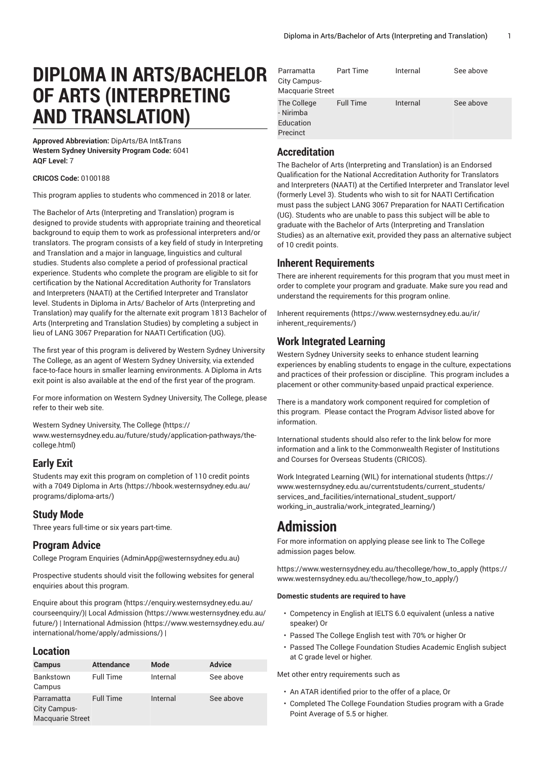# DIPLOMA IN ARTS/BACHELOR OF ARTS (INTERPRETING AND TRANSLATION)

**Approved Abbreviation:** DipArts/BA Int&Trans
**Western Sydney University Program Code:** 6041
**AQF Level:** 7

**CRICOS Code:** 0100188

This program applies to students who commenced in 2018 or later.

The Bachelor of Arts (Interpreting and Translation) program is designed to provide students with appropriate training and theoretical background to equip them to work as professional interpreters and/or translators. The program consists of a key field of study in Interpreting and Translation and a major in language, linguistics and cultural studies. Students also complete a period of professional practical experience. Students who complete the program are eligible to sit for certification by the National Accreditation Authority for Translators and Interpreters (NAATI) at the Certified Interpreter and Translator level. Students in Diploma in Arts/ Bachelor of Arts (Interpreting and Translation) may qualify for the alternate exit program 1813 Bachelor of Arts (Interpreting and Translation Studies) by completing a subject in lieu of LANG 3067 Preparation for NAATI Certification (UG).

The first year of this program is delivered by Western Sydney University The College, as an agent of Western Sydney University, via extended face-to-face hours in smaller learning environments. A Diploma in Arts exit point is also available at the end of the first year of the program.

For more information on Western Sydney University, The College, please refer to their web site.

Western Sydney University, The College (https://www.westernsydney.edu.au/future/study/application-pathways/the-college.html)

## Early Exit

Students may exit this program on completion of 110 credit points with a 7049 Diploma in Arts (https://hbook.westernsydney.edu.au/programs/diploma-arts/)

## Study Mode

Three years full-time or six years part-time.

## Program Advice

College Program Enquiries (AdminApp@westernsydney.edu.au)

Prospective students should visit the following websites for general enquiries about this program.

Enquire about this program (https://enquiry.westernsydney.edu.au/courseenquiry/)| Local Admission (https://www.westernsydney.edu.au/future/) | International Admission (https://www.westernsydney.edu.au/international/home/apply/admissions/) |

## Location

| Campus | Attendance | Mode | Advice |
|---|---|---|---|
| Bankstown Campus | Full Time | Internal | See above |
| Parramatta City Campus-Macquarie Street | Full Time | Internal | See above |
| Parramatta City Campus-Macquarie Street | Part Time | Internal | See above |
| The College - Nirimba Education Precinct | Full Time | Internal | See above |

## Accreditation

The Bachelor of Arts (Interpreting and Translation) is an Endorsed Qualification for the National Accreditation Authority for Translators and Interpreters (NAATI) at the Certified Interpreter and Translator level (formerly Level 3). Students who wish to sit for NAATI Certification must pass the subject LANG 3067 Preparation for NAATI Certification (UG). Students who are unable to pass this subject will be able to graduate with the Bachelor of Arts (Interpreting and Translation Studies) as an alternative exit, provided they pass an alternative subject of 10 credit points.

## Inherent Requirements

There are inherent requirements for this program that you must meet in order to complete your program and graduate. Make sure you read and understand the requirements for this program online.

Inherent requirements (https://www.westernsydney.edu.au/ir/inherent_requirements/)

## Work Integrated Learning

Western Sydney University seeks to enhance student learning experiences by enabling students to engage in the culture, expectations and practices of their profession or discipline. This program includes a placement or other community-based unpaid practical experience.

There is a mandatory work component required for completion of this program. Please contact the Program Advisor listed above for information.

International students should also refer to the link below for more information and a link to the Commonwealth Register of Institutions and Courses for Overseas Students (CRICOS).

Work Integrated Learning (WIL) for international students (https://www.westernsydney.edu.au/currentstudents/current_students/services_and_facilities/international_student_support/working_in_australia/work_integrated_learning/)

# Admission

For more information on applying please see link to The College admission pages below.

https://www.westernsydney.edu.au/thecollege/how_to_apply (https://www.westernsydney.edu.au/thecollege/how_to_apply/)

**Domestic students are required to have**

- Competency in English at IELTS 6.0 equivalent (unless a native speaker) Or
- Passed The College English test with 70% or higher Or
- Passed The College Foundation Studies Academic English subject at C grade level or higher.

Met other entry requirements such as

- An ATAR identified prior to the offer of a place, Or
- Completed The College Foundation Studies program with a Grade Point Average of 5.5 or higher.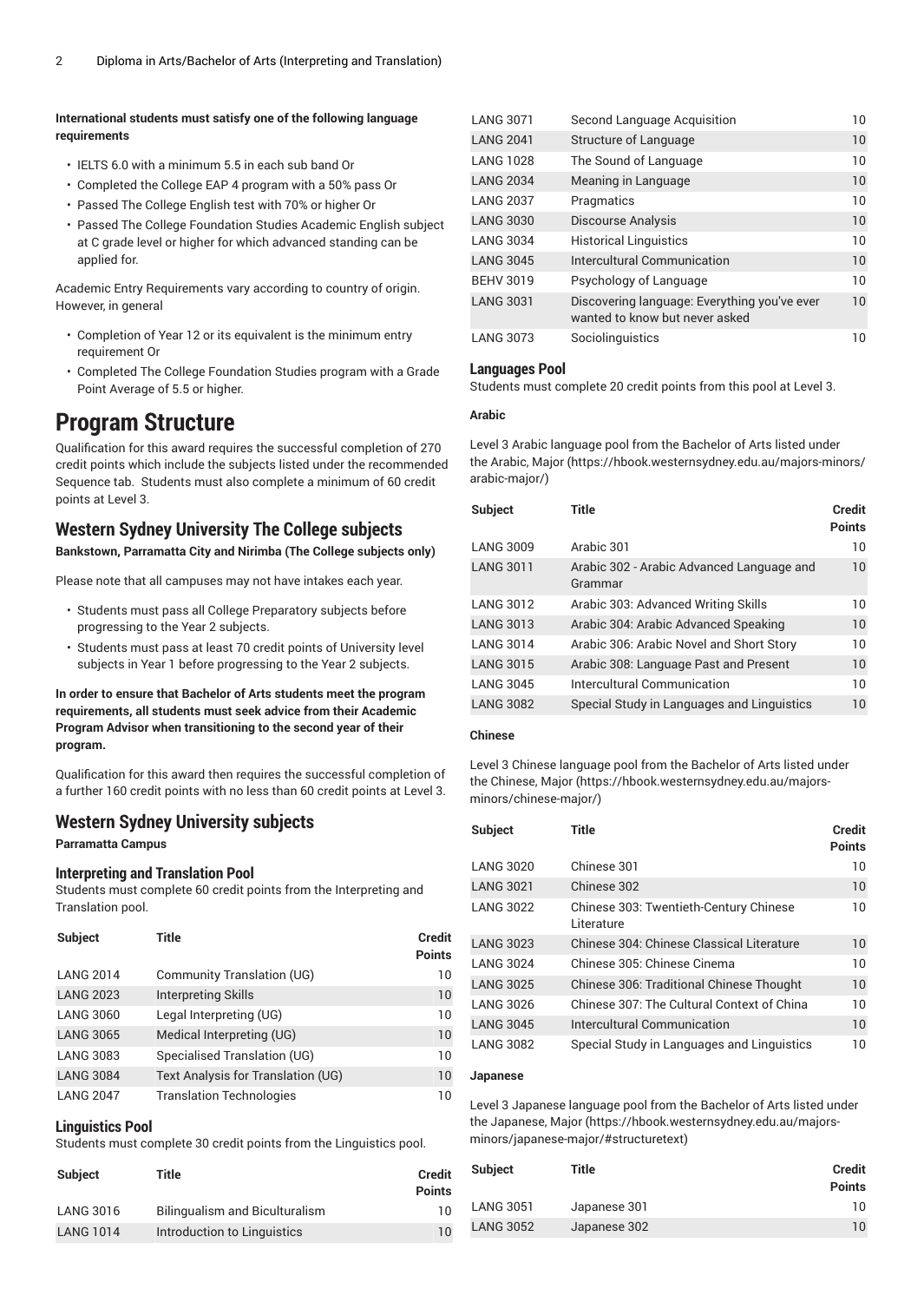**International students must satisfy one of the following language requirements**

- IELTS 6.0 with a minimum 5.5 in each sub band Or
- Completed the College EAP 4 program with a 50% pass Or
- Passed The College English test with 70% or higher Or
- Passed The College Foundation Studies Academic English subject at C grade level or higher for which advanced standing can be applied for.

Academic Entry Requirements vary according to country of origin. However, in general

- Completion of Year 12 or its equivalent is the minimum entry requirement Or
- Completed The College Foundation Studies program with a Grade Point Average of 5.5 or higher.

# Program Structure

Qualification for this award requires the successful completion of 270 credit points which include the subjects listed under the recommended Sequence tab. Students must also complete a minimum of 60 credit points at Level 3.

## Western Sydney University The College subjects

**Bankstown, Parramatta City and Nirimba (The College subjects only)**

Please note that all campuses may not have intakes each year.

- Students must pass all College Preparatory subjects before progressing to the Year 2 subjects.
- Students must pass at least 70 credit points of University level subjects in Year 1 before progressing to the Year 2 subjects.

**In order to ensure that Bachelor of Arts students meet the program requirements, all students must seek advice from their Academic Program Advisor when transitioning to the second year of their program.**

Qualification for this award then requires the successful completion of a further 160 credit points with no less than 60 credit points at Level 3.

## Western Sydney University subjects

**Parramatta Campus**

### Interpreting and Translation Pool

Students must complete 60 credit points from the Interpreting and Translation pool.

| Subject | Title | Credit Points |
|---|---|---|
| LANG 2014 | Community Translation (UG) | 10 |
| LANG 2023 | Interpreting Skills | 10 |
| LANG 3060 | Legal Interpreting (UG) | 10 |
| LANG 3065 | Medical Interpreting (UG) | 10 |
| LANG 3083 | Specialised Translation (UG) | 10 |
| LANG 3084 | Text Analysis for Translation (UG) | 10 |
| LANG 2047 | Translation Technologies | 10 |

### Linguistics Pool

Students must complete 30 credit points from the Linguistics pool.

| Subject | Title | Credit Points |
|---|---|---|
| LANG 3016 | Bilingualism and Biculturalism | 10 |
| LANG 1014 | Introduction to Linguistics | 10 |
| LANG 3071 | Second Language Acquisition | 10 |
| LANG 2041 | Structure of Language | 10 |
| LANG 1028 | The Sound of Language | 10 |
| LANG 2034 | Meaning in Language | 10 |
| LANG 2037 | Pragmatics | 10 |
| LANG 3030 | Discourse Analysis | 10 |
| LANG 3034 | Historical Linguistics | 10 |
| LANG 3045 | Intercultural Communication | 10 |
| BEHV 3019 | Psychology of Language | 10 |
| LANG 3031 | Discovering language: Everything you've ever wanted to know but never asked | 10 |
| LANG 3073 | Sociolinguistics | 10 |

### Languages Pool

Students must complete 20 credit points from this pool at Level 3.

**Arabic**

Level 3 Arabic language pool from the Bachelor of Arts listed under the Arabic, Major (https://hbook.westernsydney.edu.au/majors-minors/arabic-major/)

| Subject | Title | Credit Points |
|---|---|---|
| LANG 3009 | Arabic 301 | 10 |
| LANG 3011 | Arabic 302 - Arabic Advanced Language and Grammar | 10 |
| LANG 3012 | Arabic 303: Advanced Writing Skills | 10 |
| LANG 3013 | Arabic 304: Arabic Advanced Speaking | 10 |
| LANG 3014 | Arabic 306: Arabic Novel and Short Story | 10 |
| LANG 3015 | Arabic 308: Language Past and Present | 10 |
| LANG 3045 | Intercultural Communication | 10 |
| LANG 3082 | Special Study in Languages and Linguistics | 10 |

**Chinese**

Level 3 Chinese language pool from the Bachelor of Arts listed under the Chinese, Major (https://hbook.westernsydney.edu.au/majors-minors/chinese-major/)

| Subject | Title | Credit Points |
|---|---|---|
| LANG 3020 | Chinese 301 | 10 |
| LANG 3021 | Chinese 302 | 10 |
| LANG 3022 | Chinese 303: Twentieth-Century Chinese Literature | 10 |
| LANG 3023 | Chinese 304: Chinese Classical Literature | 10 |
| LANG 3024 | Chinese 305: Chinese Cinema | 10 |
| LANG 3025 | Chinese 306: Traditional Chinese Thought | 10 |
| LANG 3026 | Chinese 307: The Cultural Context of China | 10 |
| LANG 3045 | Intercultural Communication | 10 |
| LANG 3082 | Special Study in Languages and Linguistics | 10 |

**Japanese**

Level 3 Japanese language pool from the Bachelor of Arts listed under the Japanese, Major (https://hbook.westernsydney.edu.au/majors-minors/japanese-major/#structuretext)

| Subject | Title | Credit Points |
|---|---|---|
| LANG 3051 | Japanese 301 | 10 |
| LANG 3052 | Japanese 302 | 10 |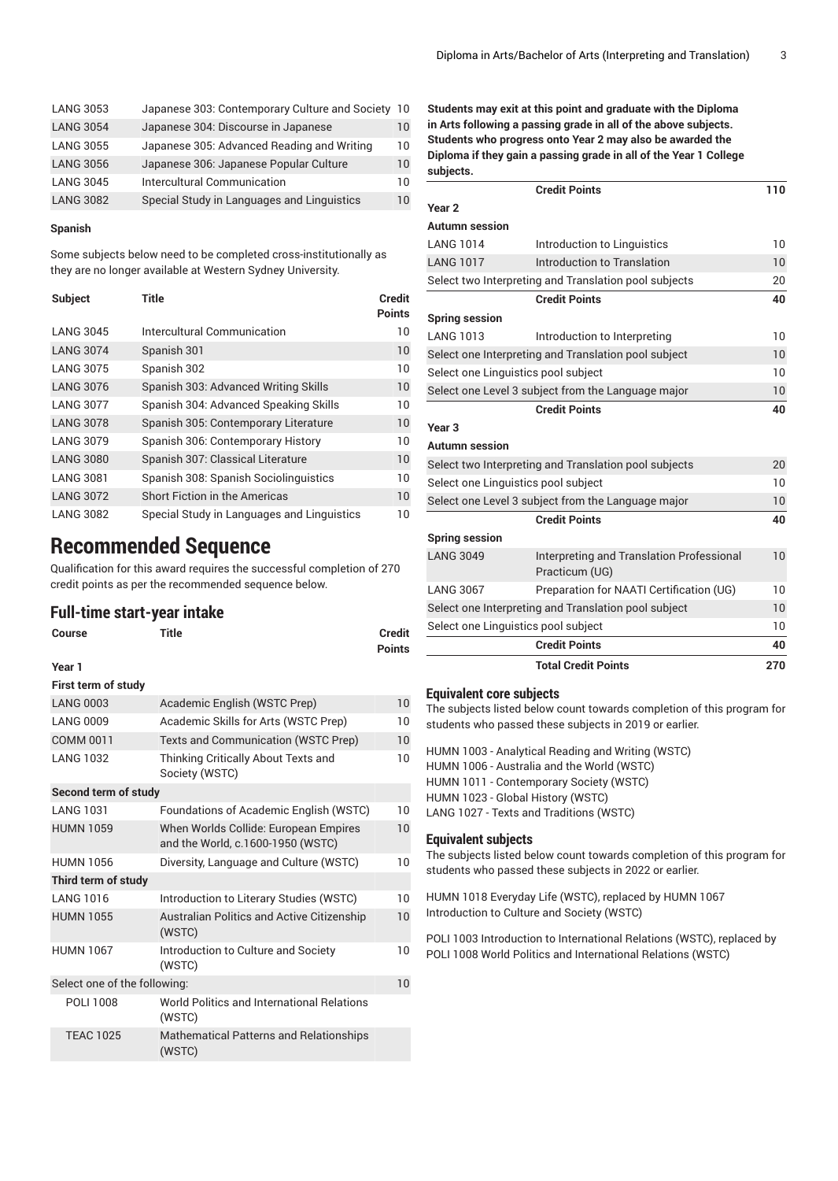| | | |
|---|---|---|
| LANG 3053 | Japanese 303: Contemporary Culture and Society | 10 |
| LANG 3054 | Japanese 304: Discourse in Japanese | 10 |
| LANG 3055 | Japanese 305: Advanced Reading and Writing | 10 |
| LANG 3056 | Japanese 306: Japanese Popular Culture | 10 |
| LANG 3045 | Intercultural Communication | 10 |
| LANG 3082 | Special Study in Languages and Linguistics | 10 |

#### Spanish

Some subjects below need to be completed cross-institutionally as they are no longer available at Western Sydney University.

| Subject | Title | Credit Points |
|---|---|---|
| LANG 3045 | Intercultural Communication | 10 |
| LANG 3074 | Spanish 301 | 10 |
| LANG 3075 | Spanish 302 | 10 |
| LANG 3076 | Spanish 303: Advanced Writing Skills | 10 |
| LANG 3077 | Spanish 304: Advanced Speaking Skills | 10 |
| LANG 3078 | Spanish 305: Contemporary Literature | 10 |
| LANG 3079 | Spanish 306: Contemporary History | 10 |
| LANG 3080 | Spanish 307: Classical Literature | 10 |
| LANG 3081 | Spanish 308: Spanish Sociolinguistics | 10 |
| LANG 3072 | Short Fiction in the Americas | 10 |
| LANG 3082 | Special Study in Languages and Linguistics | 10 |

# Recommended Sequence

Qualification for this award requires the successful completion of 270 credit points as per the recommended sequence below.

## Full-time start-year intake

| Course | Title | Credit Points |
|---|---|---|
| **Year 1** | | |
| **First term of study** | | |
| LANG 0003 | Academic English (WSTC Prep) | 10 |
| LANG 0009 | Academic Skills for Arts (WSTC Prep) | 10 |
| COMM 0011 | Texts and Communication (WSTC Prep) | 10 |
| LANG 1032 | Thinking Critically About Texts and Society (WSTC) | 10 |
| **Second term of study** | | |
| LANG 1031 | Foundations of Academic English (WSTC) | 10 |
| HUMN 1059 | When Worlds Collide: European Empires and the World, c.1600-1950 (WSTC) | 10 |
| HUMN 1056 | Diversity, Language and Culture (WSTC) | 10 |
| **Third term of study** | | |
| LANG 1016 | Introduction to Literary Studies (WSTC) | 10 |
| HUMN 1055 | Australian Politics and Active Citizenship (WSTC) | 10 |
| HUMN 1067 | Introduction to Culture and Society (WSTC) | 10 |
| Select one of the following: | | 10 |
| POLI 1008 | World Politics and International Relations (WSTC) | |
| TEAC 1025 | Mathematical Patterns and Relationships (WSTC) | |

**Students may exit at this point and graduate with the Diploma in Arts following a passing grade in all of the above subjects. Students who progress onto Year 2 may also be awarded the Diploma if they gain a passing grade in all of the Year 1 College subjects.**

| | | |
|---|---|---|
| | **Credit Points** | **110** |
| **Year 2** | | |
| **Autumn session** | | |
| LANG 1014 | Introduction to Linguistics | 10 |
| LANG 1017 | Introduction to Translation | 10 |
| Select two Interpreting and Translation pool subjects | | 20 |
| | **Credit Points** | **40** |
| **Spring session** | | |
| LANG 1013 | Introduction to Interpreting | 10 |
| Select one Interpreting and Translation pool subject | | 10 |
| Select one Linguistics pool subject | | 10 |
| Select one Level 3 subject from the Language major | | 10 |
| | **Credit Points** | **40** |
| **Year 3** | | |
| **Autumn session** | | |
| Select two Interpreting and Translation pool subjects | | 20 |
| Select one Linguistics pool subject | | 10 |
| Select one Level 3 subject from the Language major | | 10 |
| | **Credit Points** | **40** |
| **Spring session** | | |
| LANG 3049 | Interpreting and Translation Professional Practicum (UG) | 10 |
| LANG 3067 | Preparation for NAATI Certification (UG) | 10 |
| Select one Interpreting and Translation pool subject | | 10 |
| Select one Linguistics pool subject | | 10 |
| | **Credit Points** | **40** |
| | **Total Credit Points** | **270** |

### Equivalent core subjects

The subjects listed below count towards completion of this program for students who passed these subjects in 2019 or earlier.

HUMN 1003 - Analytical Reading and Writing (WSTC)
HUMN 1006 - Australia and the World (WSTC)
HUMN 1011 - Contemporary Society (WSTC)
HUMN 1023 - Global History (WSTC)
LANG 1027 - Texts and Traditions (WSTC)

### Equivalent subjects

The subjects listed below count towards completion of this program for students who passed these subjects in 2022 or earlier.

HUMN 1018 Everyday Life (WSTC), replaced by HUMN 1067 Introduction to Culture and Society (WSTC)

POLI 1003 Introduction to International Relations (WSTC), replaced by POLI 1008 World Politics and International Relations (WSTC)